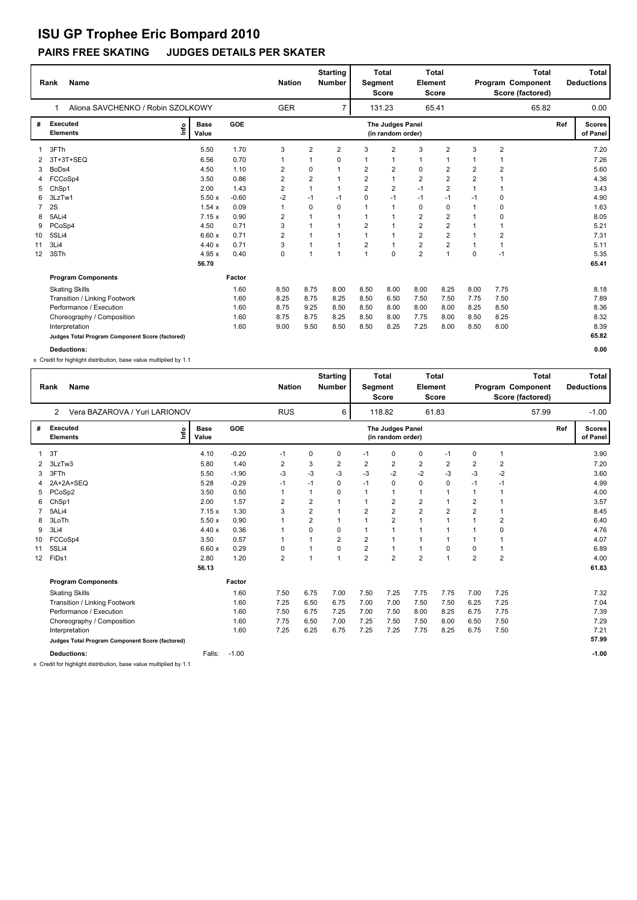# ISU GP Trophee Eric Bompard 2010

## PAIRS FREE SKATING JUDGES DETAILS PER SKATER

| Rank | Name | Nation | Starting Number | Total Segment Score | Total Element Score | Total Program Component Score (factored) | Total Deductions |
|---|---|---|---|---|---|---|---|
| 1 | Aliona SAVCHENKO / Robin SZOLKOWY | GER | 7 | 131.23 | 65.41 | 65.82 | 0.00 |

| # | Executed Elements | Info | Base Value | GOE | J1 | J2 | J3 | J4 | J5 | J6 | J7 | J8 | J9 | Ref | Scores of Panel |
|---|---|---|---|---|---|---|---|---|---|---|---|---|---|---|---|
| 1 | 3FTh | | 5.50 | 1.70 | 3 | 2 | 2 | 3 | 2 | 3 | 2 | 3 | 2 | | 7.20 |
| 2 | 3T+3T+SEQ | | 6.56 | 0.70 | 1 | 1 | 0 | 1 | 1 | 1 | 1 | 1 | 1 | | 7.26 |
| 3 | BoDs4 | | 4.50 | 1.10 | 2 | 0 | 1 | 2 | 2 | 0 | 2 | 2 | 2 | | 5.60 |
| 4 | FCCoSp4 | | 3.50 | 0.86 | 2 | 2 | 1 | 2 | 1 | 2 | 2 | 2 | 1 | | 4.36 |
| 5 | ChSp1 | | 2.00 | 1.43 | 2 | 1 | 1 | 2 | 2 | -1 | 2 | 1 | 1 | | 3.43 |
| 6 | 3LzTw1 | | 5.50 x | -0.60 | -2 | -1 | -1 | 0 | -1 | -1 | -1 | -1 | 0 | | 4.90 |
| 7 | 2S | | 1.54 x | 0.09 | 1 | 0 | 0 | 1 | 1 | 0 | 0 | 1 | 0 | | 1.63 |
| 8 | 5ALi4 | | 7.15 x | 0.90 | 2 | 1 | 1 | 1 | 1 | 2 | 2 | 1 | 0 | | 8.05 |
| 9 | PCoSp4 | | 4.50 | 0.71 | 3 | 1 | 1 | 2 | 1 | 2 | 2 | 1 | 1 | | 5.21 |
| 10 | 5SLi4 | | 6.60 x | 0.71 | 2 | 1 | 1 | 1 | 1 | 2 | 2 | 1 | 2 | | 7.31 |
| 11 | 3Li4 | | 4.40 x | 0.71 | 3 | 1 | 1 | 2 | 1 | 2 | 2 | 1 | 1 | | 5.11 |
| 12 | 3STh | | 4.95 x | 0.40 | 0 | 1 | 1 | 1 | 0 | 2 | 1 | 0 | -1 | | 5.35 |
| | | | 56.70 | | | | | | | | | | | | 65.41 |

| Program Components | Factor | J1 | J2 | J3 | J4 | J5 | J6 | J7 | J8 | J9 | Scores of Panel |
|---|---|---|---|---|---|---|---|---|---|---|---|
| Skating Skills | 1.60 | 8.50 | 8.75 | 8.00 | 8.50 | 8.00 | 8.00 | 8.25 | 8.00 | 7.75 | 8.18 |
| Transition / Linking Footwork | 1.60 | 8.25 | 8.75 | 8.25 | 8.50 | 6.50 | 7.50 | 7.50 | 7.75 | 7.50 | 7.89 |
| Performance / Execution | 1.60 | 8.75 | 9.25 | 8.50 | 8.50 | 8.00 | 8.00 | 8.00 | 8.25 | 8.50 | 8.36 |
| Choreography / Composition | 1.60 | 8.75 | 8.75 | 8.25 | 8.50 | 8.00 | 7.75 | 8.00 | 8.50 | 8.25 | 8.32 |
| Interpretation | 1.60 | 9.00 | 9.50 | 8.50 | 8.50 | 8.25 | 7.25 | 8.00 | 8.50 | 8.00 | 8.39 |
| Judges Total Program Component Score (factored) | | | | | | | | | | | 65.82 |
| **Deductions:** | | | | | | | | | | | 0.00 |

x Credit for highlight distribution, base value multiplied by 1.1

| Rank | Name | Nation | Starting Number | Total Segment Score | Total Element Score | Total Program Component Score (factored) | Total Deductions |
|---|---|---|---|---|---|---|---|
| 2 | Vera BAZAROVA / Yuri LARIONOV | RUS | 6 | 118.82 | 61.83 | 57.99 | -1.00 |

| # | Executed Elements | Info | Base Value | GOE | J1 | J2 | J3 | J4 | J5 | J6 | J7 | J8 | J9 | Ref | Scores of Panel |
|---|---|---|---|---|---|---|---|---|---|---|---|---|---|---|---|
| 1 | 3T | | 4.10 | -0.20 | -1 | 0 | 0 | -1 | 0 | 0 | -1 | 0 | 1 | | 3.90 |
| 2 | 3LzTw3 | | 5.80 | 1.40 | 2 | 3 | 2 | 2 | 2 | 2 | 2 | 2 | 2 | | 7.20 |
| 3 | 3FTh | | 5.50 | -1.90 | -3 | -3 | -3 | -3 | -2 | -2 | -3 | -3 | -2 | | 3.60 |
| 4 | 2A+2A+SEQ | | 5.28 | -0.29 | -1 | -1 | 0 | -1 | 0 | 0 | 0 | -1 | -1 | | 4.99 |
| 5 | PCoSp2 | | 3.50 | 0.50 | 1 | 1 | 0 | 1 | 1 | 1 | 1 | 1 | 1 | | 4.00 |
| 6 | ChSp1 | | 2.00 | 1.57 | 2 | 2 | 1 | 1 | 2 | 2 | 1 | 2 | 1 | | 3.57 |
| 7 | 5ALi4 | | 7.15 x | 1.30 | 3 | 2 | 1 | 2 | 2 | 2 | 2 | 2 | 1 | | 8.45 |
| 8 | 3LoTh | | 5.50 x | 0.90 | 1 | 2 | 1 | 1 | 2 | 1 | 1 | 1 | 2 | | 6.40 |
| 9 | 3Li4 | | 4.40 x | 0.36 | 1 | 0 | 0 | 1 | 1 | 1 | 1 | 1 | 0 | | 4.76 |
| 10 | FCCoSp4 | | 3.50 | 0.57 | 1 | 1 | 2 | 2 | 1 | 1 | 1 | 1 | 1 | | 4.07 |
| 11 | 5SLi4 | | 6.60 x | 0.29 | 0 | 1 | 0 | 2 | 1 | 1 | 0 | 0 | 1 | | 6.89 |
| 12 | FiDs1 | | 2.80 | 1.20 | 2 | 1 | 1 | 2 | 2 | 2 | 1 | 2 | 2 | | 4.00 |
| | | | 56.13 | | | | | | | | | | | | 61.83 |

| Program Components | Factor | J1 | J2 | J3 | J4 | J5 | J6 | J7 | J8 | J9 | Scores of Panel |
|---|---|---|---|---|---|---|---|---|---|---|---|
| Skating Skills | 1.60 | 7.50 | 6.75 | 7.00 | 7.50 | 7.25 | 7.75 | 7.75 | 7.00 | 7.25 | 7.32 |
| Transition / Linking Footwork | 1.60 | 7.25 | 6.50 | 6.75 | 7.00 | 7.00 | 7.50 | 7.50 | 6.25 | 7.25 | 7.04 |
| Performance / Execution | 1.60 | 7.50 | 6.75 | 7.25 | 7.00 | 7.50 | 8.00 | 8.25 | 6.75 | 7.75 | 7.39 |
| Choreography / Composition | 1.60 | 7.75 | 6.50 | 7.00 | 7.25 | 7.50 | 7.50 | 8.00 | 6.50 | 7.50 | 7.29 |
| Interpretation | 1.60 | 7.25 | 6.25 | 6.75 | 7.25 | 7.25 | 7.75 | 8.25 | 6.75 | 7.50 | 7.21 |
| Judges Total Program Component Score (factored) | | | | | | | | | | | 57.99 |
| **Deductions:** Falls: -1.00 | | | | | | | | | | | -1.00 |

x Credit for highlight distribution, base value multiplied by 1.1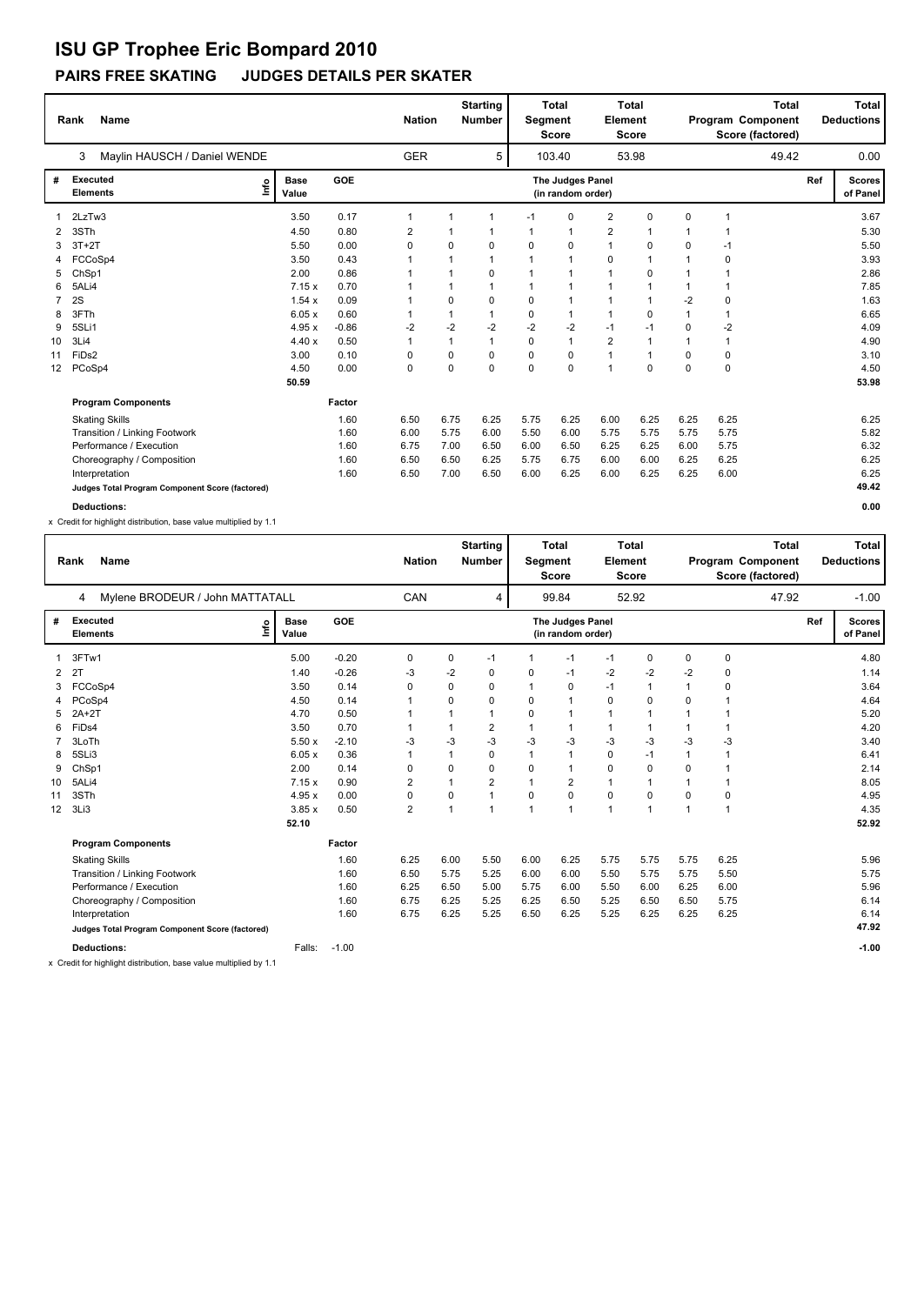# ISU GP Trophee Eric Bompard 2010

## PAIRS FREE SKATING JUDGES DETAILS PER SKATER

| Rank | Name | Nation | Starting Number | Total Segment Score | Total Element Score | Total Program Component Score (factored) | Total Deductions |
|---|---|---|---|---|---|---|---|
| 3 | Maylin HAUSCH / Daniel WENDE | GER | 5 | 103.40 | 53.98 | 49.42 | 0.00 |

| # | Executed Elements | Info | Base Value | GOE | J1 | J2 | J3 | J4 | J5 | J6 | J7 | J8 | J9 | Ref | Scores of Panel |
|---|---|---|---|---|---|---|---|---|---|---|---|---|---|---|---|
| 1 | 2LzTw3 | | 3.50 | 0.17 | 1 | 1 | 1 | -1 | 0 | 2 | 0 | 0 | 1 | | 3.67 |
| 2 | 3STh | | 4.50 | 0.80 | 2 | 1 | 1 | 1 | 1 | 2 | 1 | 1 | 1 | | 5.30 |
| 3 | 3T+2T | | 5.50 | 0.00 | 0 | 0 | 0 | 0 | 0 | 1 | 0 | 0 | -1 | | 5.50 |
| 4 | FCCoSp4 | | 3.50 | 0.43 | 1 | 1 | 1 | 1 | 1 | 0 | 1 | 1 | 0 | | 3.93 |
| 5 | ChSp1 | | 2.00 | 0.86 | 1 | 1 | 0 | 1 | 1 | 1 | 0 | 1 | 1 | | 2.86 |
| 6 | 5ALi4 | | 7.15 x | 0.70 | 1 | 1 | 1 | 1 | 1 | 1 | 1 | 1 | 1 | | 7.85 |
| 7 | 2S | | 1.54 x | 0.09 | 1 | 0 | 0 | 0 | 1 | 1 | 1 | -2 | 0 | | 1.63 |
| 8 | 3FTh | | 6.05 x | 0.60 | 1 | 1 | 1 | 0 | 1 | 1 | 0 | 1 | 1 | | 6.65 |
| 9 | 5SLi1 | | 4.95 x | -0.86 | -2 | -2 | -2 | -2 | -2 | -1 | -1 | 0 | -2 | | 4.09 |
| 10 | 3Li4 | | 4.40 x | 0.50 | 1 | 1 | 1 | 0 | 1 | 2 | 1 | 1 | 1 | | 4.90 |
| 11 | FiDs2 | | 3.00 | 0.10 | 0 | 0 | 0 | 0 | 0 | 1 | 1 | 0 | 0 | | 3.10 |
| 12 | PCoSp4 | | 4.50 | 0.00 | 0 | 0 | 0 | 0 | 0 | 1 | 0 | 0 | 0 | | 4.50 |
| | | | 50.59 | | | | | | | | | | | | 53.98 |

| Program Components | Factor | J1 | J2 | J3 | J4 | J5 | J6 | J7 | J8 | J9 | Scores of Panel |
|---|---|---|---|---|---|---|---|---|---|---|---|
| Skating Skills | 1.60 | 6.50 | 6.75 | 6.25 | 5.75 | 6.25 | 6.00 | 6.25 | 6.25 | 6.25 | 6.25 |
| Transition / Linking Footwork | 1.60 | 6.00 | 5.75 | 6.00 | 5.50 | 6.00 | 5.75 | 5.75 | 5.75 | 5.75 | 5.82 |
| Performance / Execution | 1.60 | 6.75 | 7.00 | 6.50 | 6.00 | 6.50 | 6.25 | 6.25 | 6.00 | 5.75 | 6.32 |
| Choreography / Composition | 1.60 | 6.50 | 6.50 | 6.25 | 5.75 | 6.75 | 6.00 | 6.00 | 6.25 | 6.25 | 6.25 |
| Interpretation | 1.60 | 6.50 | 7.00 | 6.50 | 6.00 | 6.25 | 6.00 | 6.25 | 6.25 | 6.00 | 6.25 |
| Judges Total Program Component Score (factored) | | | | | | | | | | | 49.42 |

**Deductions:** 0.00

x Credit for highlight distribution, base value multiplied by 1.1

| Rank | Name | Nation | Starting Number | Total Segment Score | Total Element Score | Total Program Component Score (factored) | Total Deductions |
|---|---|---|---|---|---|---|---|
| 4 | Mylene BRODEUR / John MATTATALL | CAN | 4 | 99.84 | 52.92 | 47.92 | -1.00 |

| # | Executed Elements | Info | Base Value | GOE | J1 | J2 | J3 | J4 | J5 | J6 | J7 | J8 | J9 | Ref | Scores of Panel |
|---|---|---|---|---|---|---|---|---|---|---|---|---|---|---|---|
| 1 | 3FTw1 | | 5.00 | -0.20 | 0 | 0 | -1 | 1 | -1 | -1 | 0 | 0 | 0 | | 4.80 |
| 2 | 2T | | 1.40 | -0.26 | -3 | -2 | 0 | 0 | -1 | -2 | -2 | -2 | 0 | | 1.14 |
| 3 | FCCoSp4 | | 3.50 | 0.14 | 0 | 0 | 0 | 1 | 0 | -1 | 1 | 1 | 0 | | 3.64 |
| 4 | PCoSp4 | | 4.50 | 0.14 | 1 | 0 | 0 | 0 | 1 | 0 | 0 | 0 | 1 | | 4.64 |
| 5 | 2A+2T | | 4.70 | 0.50 | 1 | 1 | 1 | 0 | 1 | 1 | 1 | 1 | 1 | | 5.20 |
| 6 | FiDs4 | | 3.50 | 0.70 | 1 | 1 | 2 | 1 | 1 | 1 | 1 | 1 | 1 | | 4.20 |
| 7 | 3LoTh | | 5.50 x | -2.10 | -3 | -3 | -3 | -3 | -3 | -3 | -3 | -3 | -3 | | 3.40 |
| 8 | 5SLi3 | | 6.05 x | 0.36 | 1 | 1 | 0 | 1 | 1 | 0 | -1 | 1 | 1 | | 6.41 |
| 9 | ChSp1 | | 2.00 | 0.14 | 0 | 0 | 0 | 0 | 1 | 0 | 0 | 0 | 1 | | 2.14 |
| 10 | 5ALi4 | | 7.15 x | 0.90 | 2 | 1 | 2 | 1 | 2 | 1 | 1 | 1 | 1 | | 8.05 |
| 11 | 3STh | | 4.95 x | 0.00 | 0 | 0 | 1 | 0 | 0 | 0 | 0 | 0 | 0 | | 4.95 |
| 12 | 3Li3 | | 3.85 x | 0.50 | 2 | 1 | 1 | 1 | 1 | 1 | 1 | 1 | 1 | | 4.35 |
| | | | 52.10 | | | | | | | | | | | | 52.92 |

| Program Components | Factor | J1 | J2 | J3 | J4 | J5 | J6 | J7 | J8 | J9 | Scores of Panel |
|---|---|---|---|---|---|---|---|---|---|---|---|
| Skating Skills | 1.60 | 6.25 | 6.00 | 5.50 | 6.00 | 6.25 | 5.75 | 5.75 | 5.75 | 6.25 | 5.96 |
| Transition / Linking Footwork | 1.60 | 6.50 | 5.75 | 5.25 | 6.00 | 6.00 | 5.50 | 5.75 | 5.75 | 5.50 | 5.75 |
| Performance / Execution | 1.60 | 6.25 | 6.50 | 5.00 | 5.75 | 6.00 | 5.50 | 6.00 | 6.25 | 6.00 | 5.96 |
| Choreography / Composition | 1.60 | 6.75 | 6.25 | 5.25 | 6.25 | 6.50 | 5.25 | 6.50 | 6.50 | 5.75 | 6.14 |
| Interpretation | 1.60 | 6.75 | 6.25 | 5.25 | 6.50 | 6.25 | 5.25 | 6.25 | 6.25 | 6.25 | 6.14 |
| Judges Total Program Component Score (factored) | | | | | | | | | | | 47.92 |

**Deductions:** Falls: -1.00 -1.00

x Credit for highlight distribution, base value multiplied by 1.1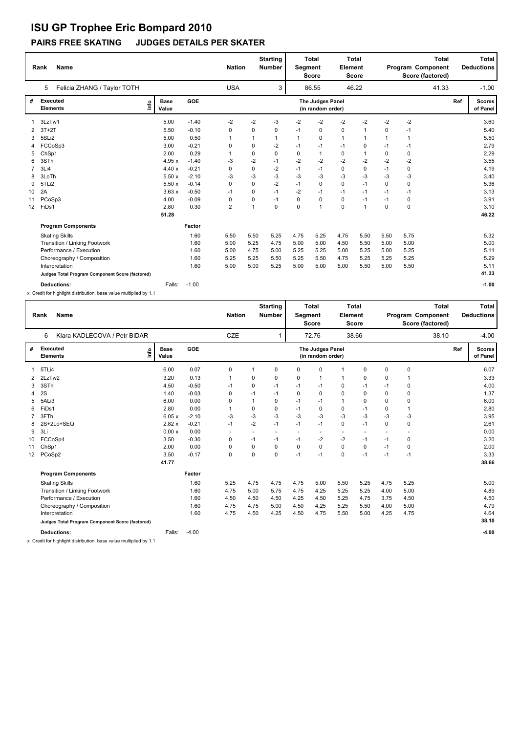# ISU GP Trophee Eric Bompard 2010

## PAIRS FREE SKATING JUDGES DETAILS PER SKATER

| Rank | Name | Nation | Starting Number | Total Segment Score | Total Element Score | Total Program Component Score (factored) | Total Deductions |
|---|---|---|---|---|---|---|---|
| 5 | Felicia ZHANG / Taylor TOTH | USA | 3 | 86.55 | 46.22 | 41.33 | -1.00 |

| # | Executed Elements | Info | Base Value | GOE | J1 | J2 | J3 | J4 | J5 | J6 | J7 | J8 | J9 | Ref | Scores of Panel |
|---|---|---|---|---|---|---|---|---|---|---|---|---|---|---|---|
| 1 | 3LzTw1 | | 5.00 | -1.40 | -2 | -2 | -3 | -2 | -2 | -2 | -2 | -2 | -2 | | 3.60 |
| 2 | 3T+2T | | 5.50 | -0.10 | 0 | 0 | 0 | -1 | 0 | 0 | 1 | 0 | -1 | | 5.40 |
| 3 | 5SLi2 | | 5.00 | 0.50 | 1 | 1 | 1 | 1 | 0 | 1 | 1 | 1 | 1 | | 5.50 |
| 4 | FCCoSp3 | | 3.00 | -0.21 | 0 | 0 | -2 | -1 | -1 | -1 | 0 | -1 | -1 | | 2.79 |
| 5 | ChSp1 | | 2.00 | 0.29 | 1 | 0 | 0 | 0 | 1 | 0 | 1 | 0 | 0 | | 2.29 |
| 6 | 3STh | | 4.95 x | -1.40 | -3 | -2 | -1 | -2 | -2 | -2 | -2 | -2 | -2 | | 3.55 |
| 7 | 3Li4 | | 4.40 x | -0.21 | 0 | 0 | -2 | -1 | -1 | 0 | 0 | -1 | 0 | | 4.19 |
| 8 | 3LoTh | | 5.50 x | -2.10 | -3 | -3 | -3 | -3 | -3 | -3 | -3 | -3 | -3 | | 3.40 |
| 9 | 5TLi2 | | 5.50 x | -0.14 | 0 | 0 | -2 | -1 | 0 | 0 | -1 | 0 | 0 | | 5.36 |
| 10 | 2A | | 3.63 x | -0.50 | -1 | 0 | -1 | -2 | -1 | -1 | -1 | -1 | -1 | | 3.13 |
| 11 | PCoSp3 | | 4.00 | -0.09 | 0 | 0 | -1 | 0 | 0 | 0 | -1 | -1 | 0 | | 3.91 |
| 12 | FiDs1 | | 2.80 | 0.30 | 2 | 1 | 0 | 0 | 1 | 0 | 1 | 0 | 0 | | 3.10 |
| | | | 51.28 | | | | | | | | | | | | 46.22 |

| Program Components | Factor | J1 | J2 | J3 | J4 | J5 | J6 | J7 | J8 | J9 | Scores of Panel |
|---|---|---|---|---|---|---|---|---|---|---|---|
| Skating Skills | 1.60 | 5.50 | 5.50 | 5.25 | 4.75 | 5.25 | 4.75 | 5.50 | 5.50 | 5.75 | 5.32 |
| Transition / Linking Footwork | 1.60 | 5.00 | 5.25 | 4.75 | 5.00 | 5.00 | 4.50 | 5.50 | 5.00 | 5.00 | 5.00 |
| Performance / Execution | 1.60 | 5.00 | 4.75 | 5.00 | 5.25 | 5.25 | 5.00 | 5.25 | 5.00 | 5.25 | 5.11 |
| Choreography / Composition | 1.60 | 5.25 | 5.25 | 5.50 | 5.25 | 5.50 | 4.75 | 5.25 | 5.25 | 5.25 | 5.29 |
| Interpretation | 1.60 | 5.00 | 5.00 | 5.25 | 5.00 | 5.00 | 5.00 | 5.50 | 5.00 | 5.50 | 5.11 |
| Judges Total Program Component Score (factored) | | | | | | | | | | | 41.33 |

**Deductions:** Falls: -1.00 | **-1.00**

x Credit for highlight distribution, base value multiplied by 1.1

| Rank | Name | Nation | Starting Number | Total Segment Score | Total Element Score | Total Program Component Score (factored) | Total Deductions |
|---|---|---|---|---|---|---|---|
| 6 | Klara KADLECOVA / Petr BIDAR | CZE | 1 | 72.76 | 38.66 | 38.10 | -4.00 |

| # | Executed Elements | Info | Base Value | GOE | J1 | J2 | J3 | J4 | J5 | J6 | J7 | J8 | J9 | Ref | Scores of Panel |
|---|---|---|---|---|---|---|---|---|---|---|---|---|---|---|---|
| 1 | 5TLi4 | | 6.00 | 0.07 | 0 | 1 | 0 | 0 | 0 | 1 | 0 | 0 | 0 | | 6.07 |
| 2 | 2LzTw2 | | 3.20 | 0.13 | 1 | 0 | 0 | 0 | 1 | 1 | 0 | 0 | 1 | | 3.33 |
| 3 | 3STh | | 4.50 | -0.50 | -1 | 0 | -1 | -1 | -1 | 0 | -1 | -1 | 0 | | 4.00 |
| 4 | 2S | | 1.40 | -0.03 | 0 | -1 | -1 | 0 | 0 | 0 | 0 | 0 | 0 | | 1.37 |
| 5 | 5ALi3 | | 6.00 | 0.00 | 0 | 1 | 0 | -1 | -1 | 1 | 0 | 0 | 0 | | 6.00 |
| 6 | FiDs1 | | 2.80 | 0.00 | 1 | 0 | 0 | -1 | 0 | 0 | -1 | 0 | 1 | | 2.80 |
| 7 | 3FTh | | 6.05 x | -2.10 | -3 | -3 | -3 | -3 | -3 | -3 | -3 | -3 | -3 | | 3.95 |
| 8 | 2S+2Lo+SEQ | | 2.82 x | -0.21 | -1 | -2 | -1 | -1 | -1 | 0 | -1 | 0 | 0 | | 2.61 |
| 9 | 3Li | | 0.00 x | 0.00 | - | - | - | - | - | - | - | - | - | | 0.00 |
| 10 | FCCoSp4 | | 3.50 | -0.30 | 0 | -1 | -1 | -1 | -2 | -2 | -1 | -1 | 0 | | 3.20 |
| 11 | ChSp1 | | 2.00 | 0.00 | 0 | 0 | 0 | 0 | 0 | 0 | 0 | -1 | 0 | | 2.00 |
| 12 | PCoSp2 | | 3.50 | -0.17 | 0 | 0 | 0 | -1 | -1 | 0 | -1 | -1 | -1 | | 3.33 |
| | | | 41.77 | | | | | | | | | | | | 38.66 |

| Program Components | Factor | J1 | J2 | J3 | J4 | J5 | J6 | J7 | J8 | J9 | Scores of Panel |
|---|---|---|---|---|---|---|---|---|---|---|---|
| Skating Skills | 1.60 | 5.25 | 4.75 | 4.75 | 4.75 | 5.00 | 5.50 | 5.25 | 4.75 | 5.25 | 5.00 |
| Transition / Linking Footwork | 1.60 | 4.75 | 5.00 | 5.75 | 4.75 | 4.25 | 5.25 | 5.25 | 4.00 | 5.00 | 4.89 |
| Performance / Execution | 1.60 | 4.50 | 4.50 | 4.50 | 4.25 | 4.50 | 5.25 | 4.75 | 3.75 | 4.50 | 4.50 |
| Choreography / Composition | 1.60 | 4.75 | 4.75 | 5.00 | 4.50 | 4.25 | 5.25 | 5.50 | 4.00 | 5.00 | 4.79 |
| Interpretation | 1.60 | 4.75 | 4.50 | 4.25 | 4.50 | 4.75 | 5.50 | 5.00 | 4.25 | 4.75 | 4.64 |
| Judges Total Program Component Score (factored) | | | | | | | | | | | 38.10 |

**Deductions:** Falls: -4.00 | **-4.00**

x Credit for highlight distribution, base value multiplied by 1.1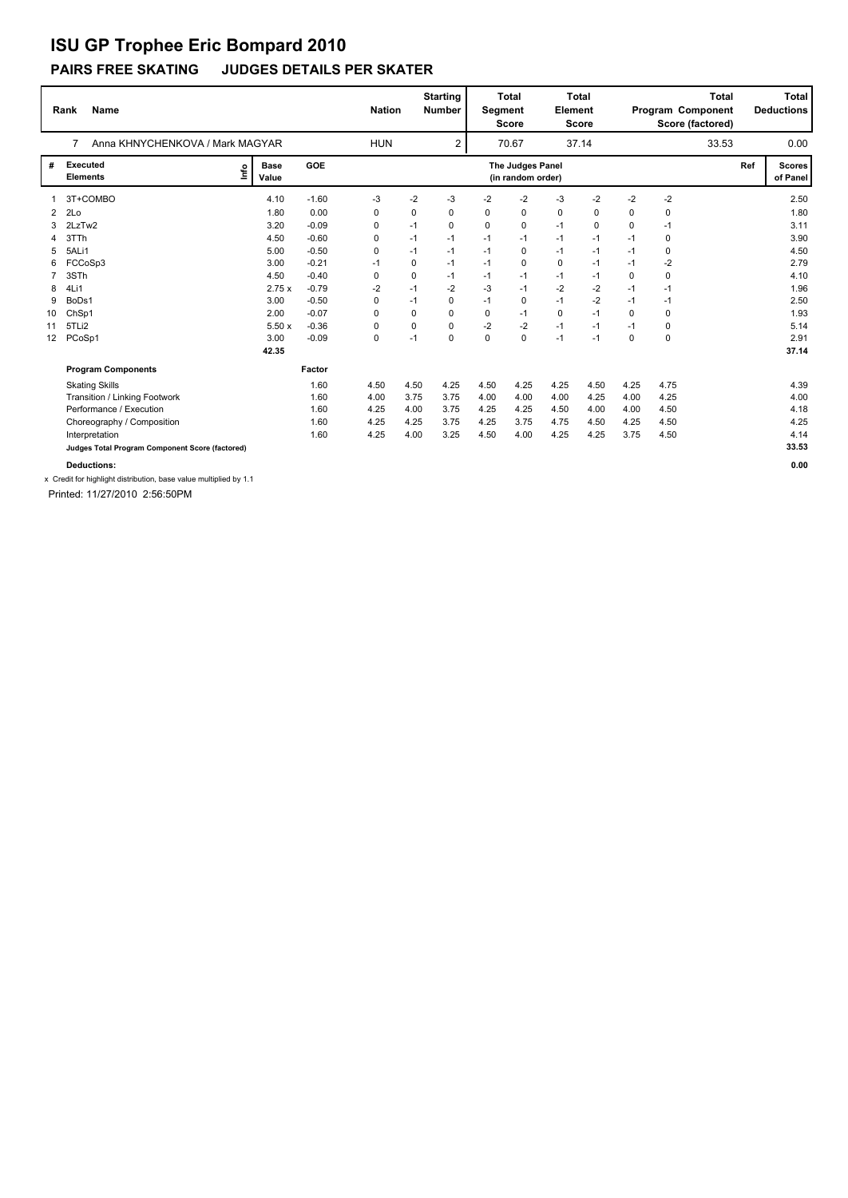# ISU GP Trophee Eric Bompard 2010

## PAIRS FREE SKATING JUDGES DETAILS PER SKATER

| Rank | Name | Nation | Starting Number | Total Segment Score | Total Element Score | Total Program Component Score (factored) | Total Deductions |
|---|---|---|---|---|---|---|---|
| 7 | Anna KHNYCHENKOVA / Mark MAGYAR | HUN | 2 | 70.67 | 37.14 | 33.53 | 0.00 |

| # | Executed Elements | Info | Base Value | GOE | The Judges Panel (in random order) | | | | | | | | | Ref | Scores of Panel |
|---|---|---|---|---|---|---|---|---|---|---|---|---|---|---|---|
| 1 | 3T+COMBO | | 4.10 | -1.60 | -3 | -2 | -3 | -2 | -2 | -3 | -2 | -2 | -2 | | 2.50 |
| 2 | 2Lo | | 1.80 | 0.00 | 0 | 0 | 0 | 0 | 0 | 0 | 0 | 0 | 0 | | 1.80 |
| 3 | 2LzTw2 | | 3.20 | -0.09 | 0 | -1 | 0 | 0 | 0 | -1 | 0 | 0 | -1 | | 3.11 |
| 4 | 3TTh | | 4.50 | -0.60 | 0 | -1 | -1 | -1 | -1 | -1 | -1 | -1 | 0 | | 3.90 |
| 5 | 5ALi1 | | 5.00 | -0.50 | 0 | -1 | -1 | -1 | 0 | -1 | -1 | -1 | 0 | | 4.50 |
| 6 | FCCoSp3 | | 3.00 | -0.21 | -1 | 0 | -1 | -1 | 0 | 0 | -1 | -1 | -2 | | 2.79 |
| 7 | 3STh | | 4.50 | -0.40 | 0 | 0 | -1 | -1 | -1 | -1 | -1 | 0 | 0 | | 4.10 |
| 8 | 4Li1 | | 2.75 x | -0.79 | -2 | -1 | -2 | -3 | -1 | -2 | -2 | -1 | -1 | | 1.96 |
| 9 | BoDs1 | | 3.00 | -0.50 | 0 | -1 | 0 | -1 | 0 | -1 | -2 | -1 | -1 | | 2.50 |
| 10 | ChSp1 | | 2.00 | -0.07 | 0 | 0 | 0 | 0 | -1 | 0 | -1 | 0 | 0 | | 1.93 |
| 11 | 5TLi2 | | 5.50 x | -0.36 | 0 | 0 | 0 | -2 | -2 | -1 | -1 | -1 | 0 | | 5.14 |
| 12 | PCoSp1 | | 3.00 | -0.09 | 0 | -1 | 0 | 0 | 0 | -1 | -1 | 0 | 0 | | 2.91 |
| | | | 42.35 | | | | | | | | | | | | 37.14 |
| | **Program Components** | | | Factor | | | | | | | | | | | |
| | Skating Skills | | | 1.60 | 4.50 | 4.50 | 4.25 | 4.50 | 4.25 | 4.25 | 4.50 | 4.25 | 4.75 | | 4.39 |
| | Transition / Linking Footwork | | | 1.60 | 4.00 | 3.75 | 3.75 | 4.00 | 4.00 | 4.00 | 4.25 | 4.00 | 4.25 | | 4.00 |
| | Performance / Execution | | | 1.60 | 4.25 | 4.00 | 3.75 | 4.25 | 4.25 | 4.50 | 4.00 | 4.00 | 4.50 | | 4.18 |
| | Choreography / Composition | | | 1.60 | 4.25 | 4.25 | 3.75 | 4.25 | 3.75 | 4.75 | 4.50 | 4.25 | 4.50 | | 4.25 |
| | Interpretation | | | 1.60 | 4.25 | 4.00 | 3.25 | 4.50 | 4.00 | 4.25 | 4.25 | 3.75 | 4.50 | | 4.14 |
| | **Judges Total Program Component Score (factored)** | | | | | | | | | | | | | | 33.53 |
| | **Deductions:** | | | | | | | | | | | | | | 0.00 |

x Credit for highlight distribution, base value multiplied by 1.1

Printed: 11/27/2010 2:56:50PM